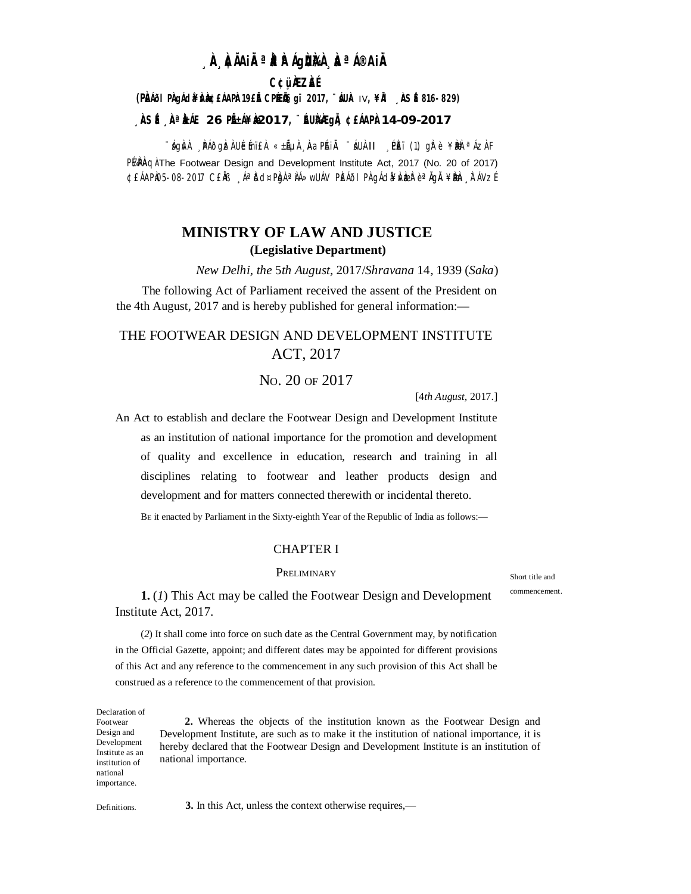¸ÀA¸À¢ÃAiÀÄ ªÀåªÀºÁgÀUÀ¼ÀÄ ¸ÀaªÁ®AiÀÄ

**C¢ü¸ÀÆZÀ£É**

**(PÀ£ÁðlPÀ gÁdå¥ÀvÀæ ¢£ÁAPÀ 19£Éà CPÉÆÖÃ§gï 2017, ¨sÁUÀ IV, ¥ÀÄl ¸ÀASÉå 816-829)**

**¸ÀASÉå ¸ÀAªÀå±ÁE 26 PÉÃ±Á¥Àæ 2017, ¨ÉAUÀ¼ÀÆgÀÄ, ¢£ÁAPÀ 14-09-2017**

¨sÁgÀvÀ ¸ÀPÁðgÀzÀ UÉeÉmï£À «±ÉÃµÀ ¸ÀAaPÉAiÀÄ ¨sÁUÀ II ¸ÉPÀë£ï (1) gÀ°è ¥ÀæPÀluÁzÀ F PÉ¼ÀPÀAqÀ The Footwear Design and Development Institute Act, 2017 (No. 20 of 2017) ¢£ÁAPÀ 05-08-2017 C£ÀÄß ¸ÁªÀðd¤PÀgÀ ªÀiÁ»wUÁV PÀ£ÁðlPÀ gÁdå ¥ÀvÀæzÀ°è ªÀÄgÀÄ ¥ÀæPÀn¸À¯ÁVzÉ

# MINISTRY OF LAW AND JUSTICE

## (Legislative Department)

*New Delhi, the 5th August*, 2017/*Shravana* 14, 1939 (*Saka*)

The following Act of Parliament received the assent of the President on the 4th August, 2017 and is hereby published for general information:—

# THE FOOTWEAR DESIGN AND DEVELOPMENT INSTITUTE ACT, 2017

## No. 20 of 2017

[4*th August*, 2017.]

An Act to establish and declare the Footwear Design and Development Institute as an institution of national importance for the promotion and development of quality and excellence in education, research and training in all disciplines relating to footwear and leather products design and development and for matters connected therewith or incidental thereto.

Be it enacted by Parliament in the Sixty-eighth Year of the Republic of India as follows:—

## CHAPTER I

### Preliminary

Short title and commencement.

**1.** (*1*) This Act may be called the Footwear Design and Development Institute Act, 2017.

(*2*) It shall come into force on such date as the Central Government may, by notification in the Official Gazette, appoint; and different dates may be appointed for different provisions of this Act and any reference to the commencement in any such provision of this Act shall be construed as a reference to the commencement of that provision.

Declaration of Footwear Design and Development Institute as an institution of national importance.

**2.** Whereas the objects of the institution known as the Footwear Design and Development Institute, are such as to make it the institution of national importance, it is hereby declared that the Footwear Design and Development Institute is an institution of national importance.

Definitions.

**3.** In this Act, unless the context otherwise requires,—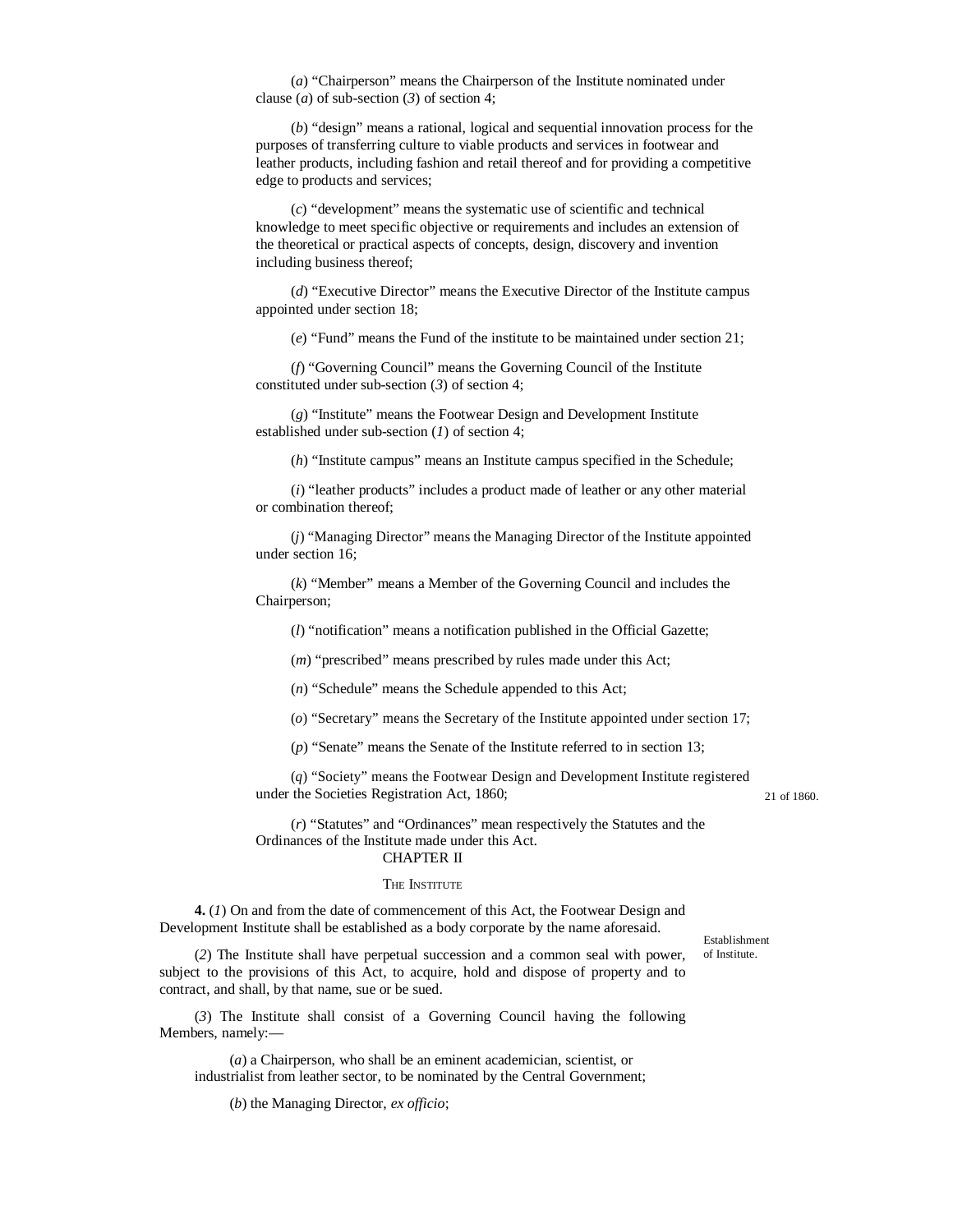(*a*) "Chairperson" means the Chairperson of the Institute nominated under clause (*a*) of sub-section (*3*) of section 4;

(*b*) "design" means a rational, logical and sequential innovation process for the purposes of transferring culture to viable products and services in footwear and leather products, including fashion and retail thereof and for providing a competitive edge to products and services;

(*c*) "development" means the systematic use of scientific and technical knowledge to meet specific objective or requirements and includes an extension of the theoretical or practical aspects of concepts, design, discovery and invention including business thereof;

(*d*) "Executive Director" means the Executive Director of the Institute campus appointed under section 18;

(*e*) "Fund" means the Fund of the institute to be maintained under section 21;

(*f*) "Governing Council" means the Governing Council of the Institute constituted under sub-section (*3*) of section 4;

(*g*) "Institute" means the Footwear Design and Development Institute established under sub-section (*1*) of section 4;

(*h*) "Institute campus" means an Institute campus specified in the Schedule;

(*i*) "leather products" includes a product made of leather or any other material or combination thereof;

(*j*) "Managing Director" means the Managing Director of the Institute appointed under section 16;

(*k*) "Member" means a Member of the Governing Council and includes the Chairperson;

(*l*) "notification" means a notification published in the Official Gazette;

(*m*) "prescribed" means prescribed by rules made under this Act;

(*n*) "Schedule" means the Schedule appended to this Act;

(*o*) "Secretary" means the Secretary of the Institute appointed under section 17;

(*p*) "Senate" means the Senate of the Institute referred to in section 13;

(*q*) "Society" means the Footwear Design and Development Institute registered under the Societies Registration Act, 1860; 21 of 1860.

(*r*) "Statutes" and "Ordinances" mean respectively the Statutes and the Ordinances of the Institute made under this Act.

## CHAPTER II

### THE INSTITUTE

Establishment of Institute.

**4.** (*1*) On and from the date of commencement of this Act, the Footwear Design and Development Institute shall be established as a body corporate by the name aforesaid.

(*2*) The Institute shall have perpetual succession and a common seal with power, subject to the provisions of this Act, to acquire, hold and dispose of property and to contract, and shall, by that name, sue or be sued.

(*3*) The Institute shall consist of a Governing Council having the following Members, namely:—

(*a*) a Chairperson, who shall be an eminent academician, scientist, or industrialist from leather sector, to be nominated by the Central Government;

(*b*) the Managing Director, *ex officio*;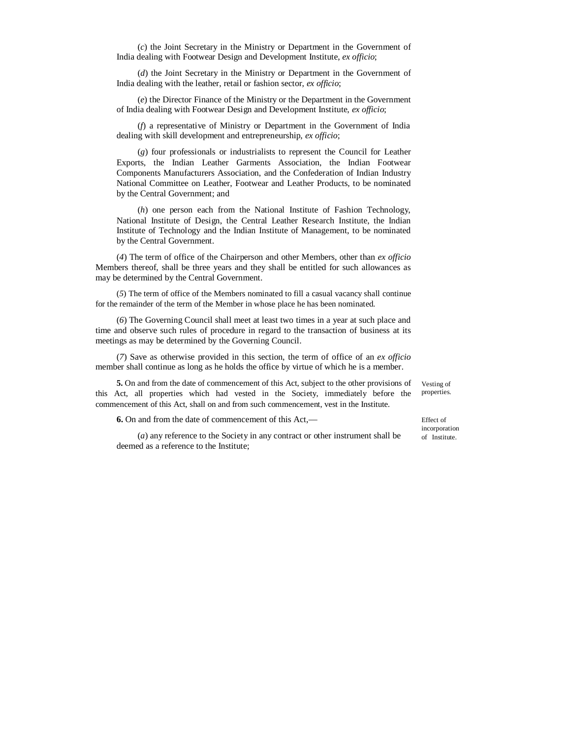(*c*) the Joint Secretary in the Ministry or Department in the Government of India dealing with Footwear Design and Development Institute, *ex officio*;

(*d*) the Joint Secretary in the Ministry or Department in the Government of India dealing with the leather, retail or fashion sector, *ex officio*;

(*e*) the Director Finance of the Ministry or the Department in the Government of India dealing with Footwear Design and Development Institute, *ex officio*;

(*f*) a representative of Ministry or Department in the Government of India dealing with skill development and entrepreneurship, *ex officio*;

(*g*) four professionals or industrialists to represent the Council for Leather Exports, the Indian Leather Garments Association, the Indian Footwear Components Manufacturers Association, and the Confederation of Indian Industry National Committee on Leather, Footwear and Leather Products, to be nominated by the Central Government; and

(*h*) one person each from the National Institute of Fashion Technology, National Institute of Design, the Central Leather Research Institute, the Indian Institute of Technology and the Indian Institute of Management, to be nominated by the Central Government.

(*4*) The term of office of the Chairperson and other Members, other than *ex officio* Members thereof, shall be three years and they shall be entitled for such allowances as may be determined by the Central Government.

(*5*) The term of office of the Members nominated to fill a casual vacancy shall continue for the remainder of the term of the Member in whose place he has been nominated.

(*6*) The Governing Council shall meet at least two times in a year at such place and time and observe such rules of procedure in regard to the transaction of business at its meetings as may be determined by the Governing Council.

(*7*) Save as otherwise provided in this section, the term of office of an *ex officio* member shall continue as long as he holds the office by virtue of which he is a member.

Vesting of properties.

**5.** On and from the date of commencement of this Act, subject to the other provisions of this Act, all properties which had vested in the Society, immediately before the commencement of this Act, shall on and from such commencement, vest in the Institute.

Effect of incorporation of Institute.

**6.** On and from the date of commencement of this Act,—

(*a*) any reference to the Society in any contract or other instrument shall be deemed as a reference to the Institute;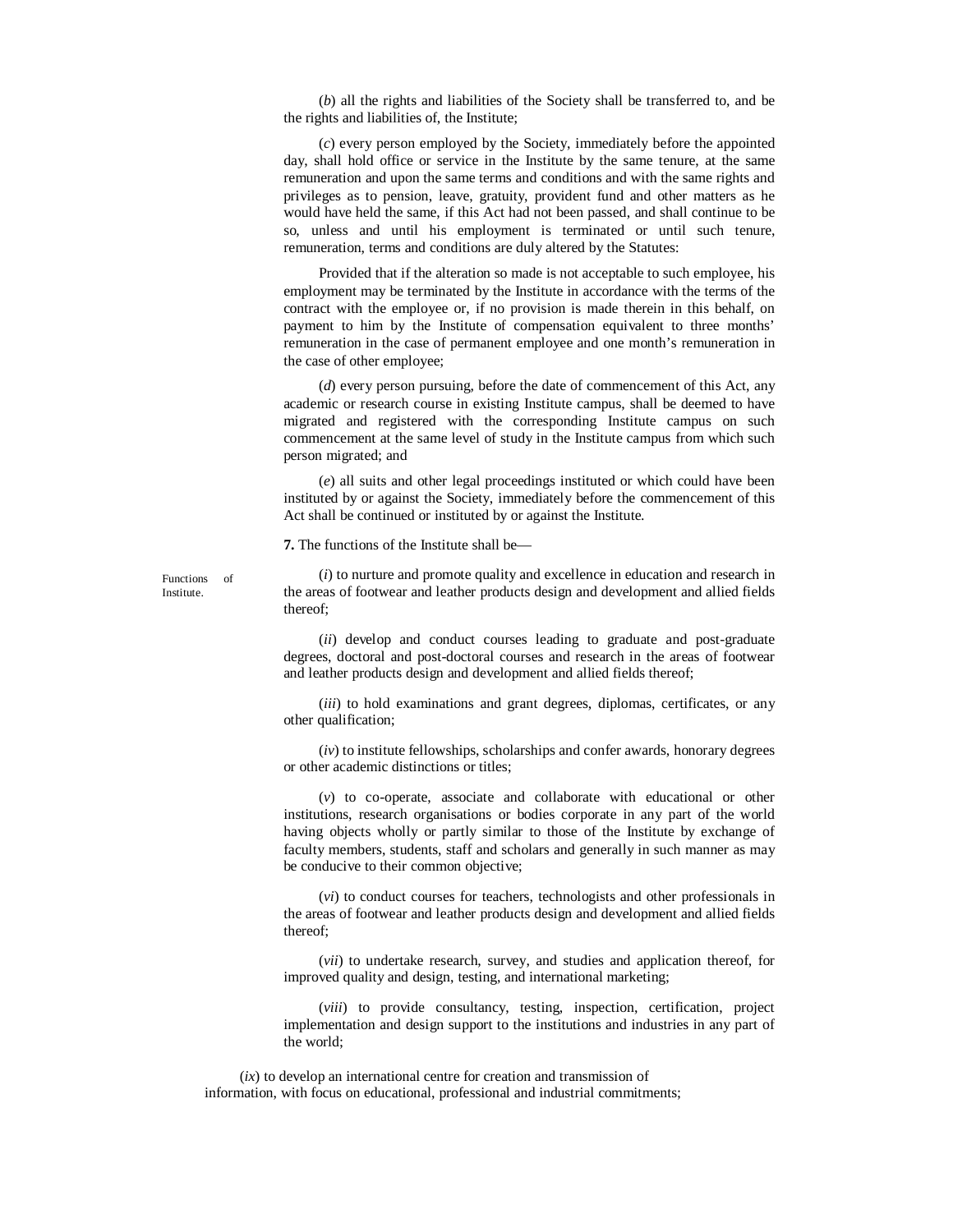(*b*) all the rights and liabilities of the Society shall be transferred to, and be the rights and liabilities of, the Institute;

(*c*) every person employed by the Society, immediately before the appointed day, shall hold office or service in the Institute by the same tenure, at the same remuneration and upon the same terms and conditions and with the same rights and privileges as to pension, leave, gratuity, provident fund and other matters as he would have held the same, if this Act had not been passed, and shall continue to be so, unless and until his employment is terminated or until such tenure, remuneration, terms and conditions are duly altered by the Statutes:

Provided that if the alteration so made is not acceptable to such employee, his employment may be terminated by the Institute in accordance with the terms of the contract with the employee or, if no provision is made therein in this behalf, on payment to him by the Institute of compensation equivalent to three months' remuneration in the case of permanent employee and one month's remuneration in the case of other employee;

(*d*) every person pursuing, before the date of commencement of this Act, any academic or research course in existing Institute campus, shall be deemed to have migrated and registered with the corresponding Institute campus on such commencement at the same level of study in the Institute campus from which such person migrated; and

(*e*) all suits and other legal proceedings instituted or which could have been instituted by or against the Society, immediately before the commencement of this Act shall be continued or instituted by or against the Institute.

Functions of Institute.

**7.** The functions of the Institute shall be—

(*i*) to nurture and promote quality and excellence in education and research in the areas of footwear and leather products design and development and allied fields thereof;

(*ii*) develop and conduct courses leading to graduate and post-graduate degrees, doctoral and post-doctoral courses and research in the areas of footwear and leather products design and development and allied fields thereof;

(*iii*) to hold examinations and grant degrees, diplomas, certificates, or any other qualification;

(*iv*) to institute fellowships, scholarships and confer awards, honorary degrees or other academic distinctions or titles;

(*v*) to co-operate, associate and collaborate with educational or other institutions, research organisations or bodies corporate in any part of the world having objects wholly or partly similar to those of the Institute by exchange of faculty members, students, staff and scholars and generally in such manner as may be conducive to their common objective;

(*vi*) to conduct courses for teachers, technologists and other professionals in the areas of footwear and leather products design and development and allied fields thereof;

(*vii*) to undertake research, survey, and studies and application thereof, for improved quality and design, testing, and international marketing;

(*viii*) to provide consultancy, testing, inspection, certification, project implementation and design support to the institutions and industries in any part of the world;

(*ix*) to develop an international centre for creation and transmission of information, with focus on educational, professional and industrial commitments;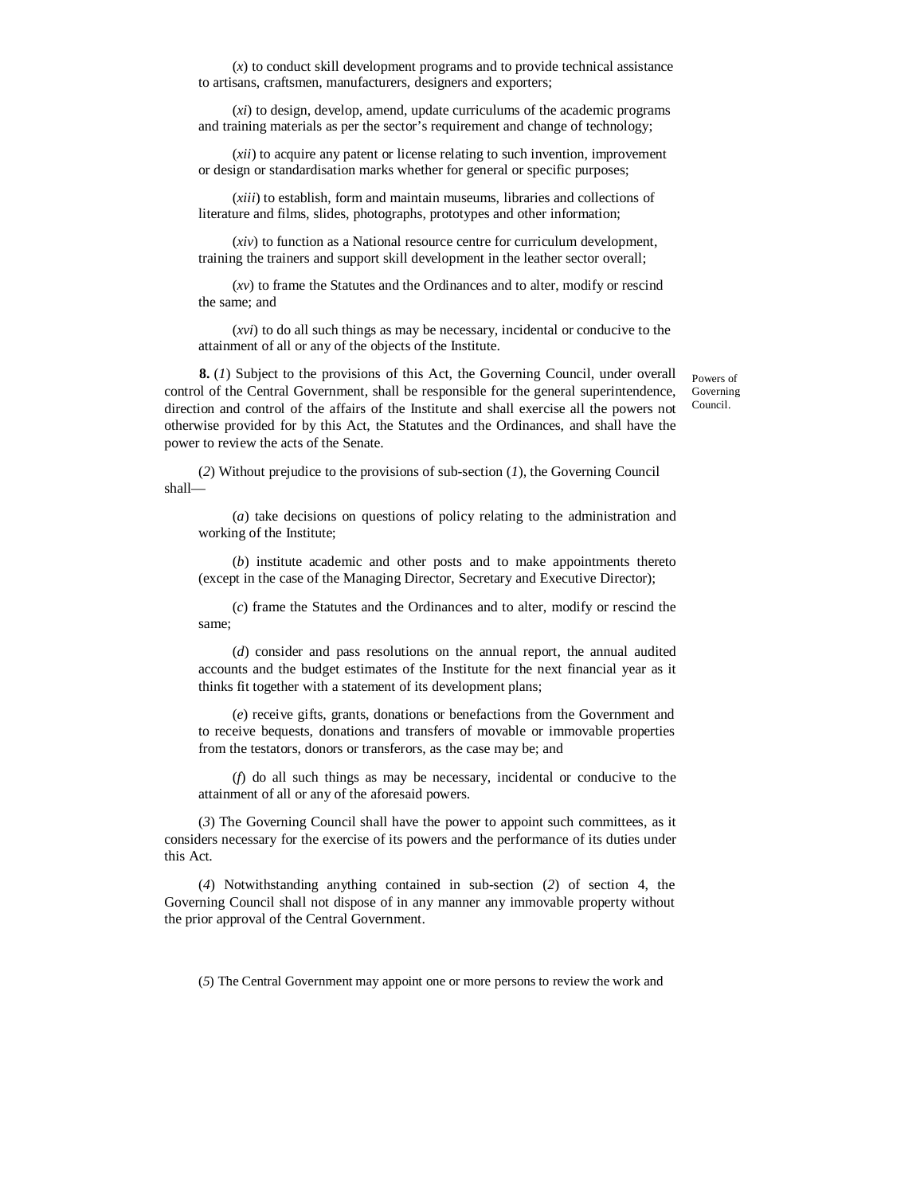(*x*) to conduct skill development programs and to provide technical assistance to artisans, craftsmen, manufacturers, designers and exporters;

(*xi*) to design, develop, amend, update curriculums of the academic programs and training materials as per the sector's requirement and change of technology;

(*xii*) to acquire any patent or license relating to such invention, improvement or design or standardisation marks whether for general or specific purposes;

(*xiii*) to establish, form and maintain museums, libraries and collections of literature and films, slides, photographs, prototypes and other information;

(*xiv*) to function as a National resource centre for curriculum development, training the trainers and support skill development in the leather sector overall;

(*xv*) to frame the Statutes and the Ordinances and to alter, modify or rescind the same; and

(*xvi*) to do all such things as may be necessary, incidental or conducive to the attainment of all or any of the objects of the Institute.

Powers of Governing Council.

**8.** (*1*) Subject to the provisions of this Act, the Governing Council, under overall control of the Central Government, shall be responsible for the general superintendence, direction and control of the affairs of the Institute and shall exercise all the powers not otherwise provided for by this Act, the Statutes and the Ordinances, and shall have the power to review the acts of the Senate.

(*2*) Without prejudice to the provisions of sub-section (*1*), the Governing Council shall—

(*a*) take decisions on questions of policy relating to the administration and working of the Institute;

(*b*) institute academic and other posts and to make appointments thereto (except in the case of the Managing Director, Secretary and Executive Director);

(*c*) frame the Statutes and the Ordinances and to alter, modify or rescind the same;

(*d*) consider and pass resolutions on the annual report, the annual audited accounts and the budget estimates of the Institute for the next financial year as it thinks fit together with a statement of its development plans;

(*e*) receive gifts, grants, donations or benefactions from the Government and to receive bequests, donations and transfers of movable or immovable properties from the testators, donors or transferors, as the case may be; and

(*f*) do all such things as may be necessary, incidental or conducive to the attainment of all or any of the aforesaid powers.

(*3*) The Governing Council shall have the power to appoint such committees, as it considers necessary for the exercise of its powers and the performance of its duties under this Act.

(*4*) Notwithstanding anything contained in sub-section (*2*) of section 4, the Governing Council shall not dispose of in any manner any immovable property without the prior approval of the Central Government.

(*5*) The Central Government may appoint one or more persons to review the work and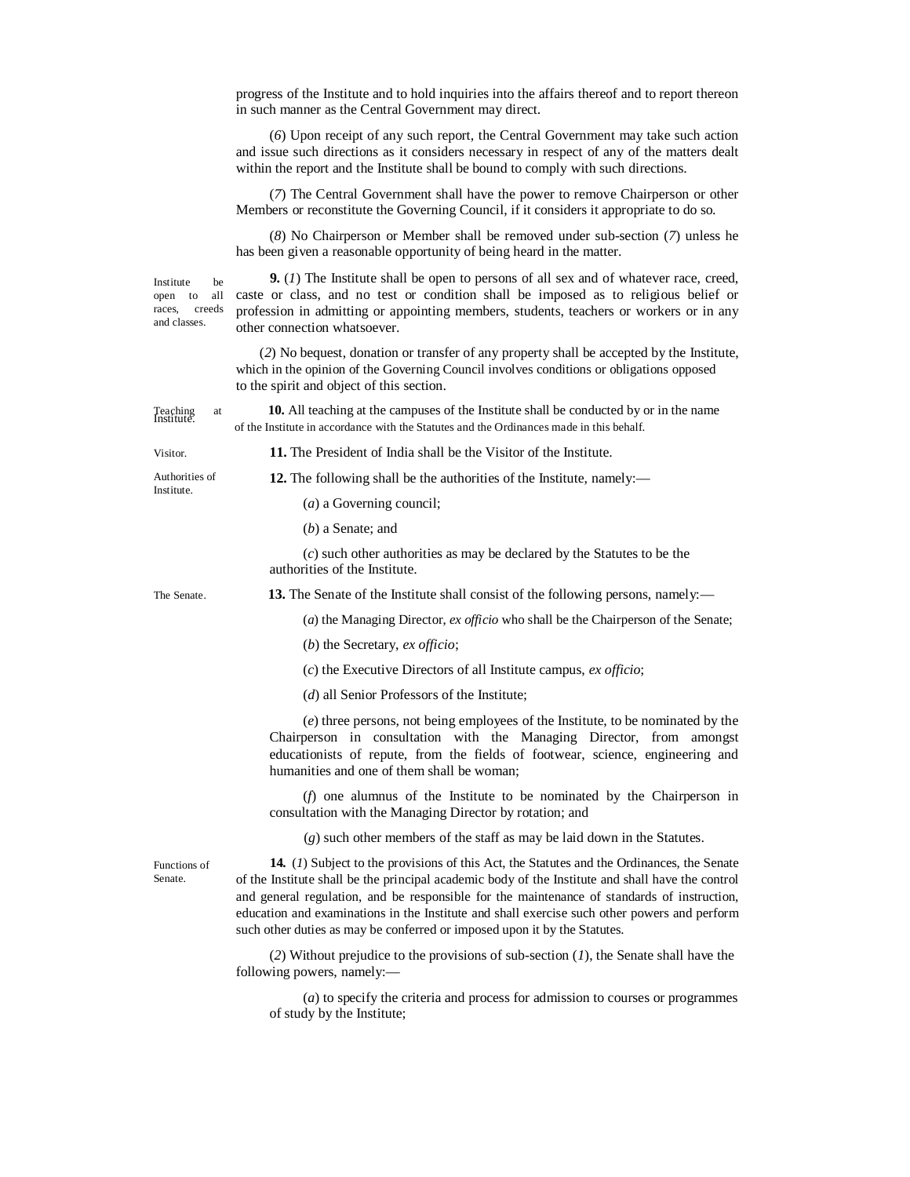progress of the Institute and to hold inquiries into the affairs thereof and to report thereon in such manner as the Central Government may direct.

(*6*) Upon receipt of any such report, the Central Government may take such action and issue such directions as it considers necessary in respect of any of the matters dealt within the report and the Institute shall be bound to comply with such directions.

(*7*) The Central Government shall have the power to remove Chairperson or other Members or reconstitute the Governing Council, if it considers it appropriate to do so.

(*8*) No Chairperson or Member shall be removed under sub-section (*7*) unless he has been given a reasonable opportunity of being heard in the matter.

Institute be open to all races, creeds and classes.

**9.** (*1*) The Institute shall be open to persons of all sex and of whatever race, creed, caste or class, and no test or condition shall be imposed as to religious belief or profession in admitting or appointing members, students, teachers or workers or in any other connection whatsoever.

(*2*) No bequest, donation or transfer of any property shall be accepted by the Institute, which in the opinion of the Governing Council involves conditions or obligations opposed to the spirit and object of this section.

Teaching at Institute.

**10.** All teaching at the campuses of the Institute shall be conducted by or in the name of the Institute in accordance with the Statutes and the Ordinances made in this behalf.

Visitor.

**11.** The President of India shall be the Visitor of the Institute.

Authorities of Institute.

**12.** The following shall be the authorities of the Institute, namely:—

(*a*) a Governing council;

(*b*) a Senate; and

(*c*) such other authorities as may be declared by the Statutes to be the authorities of the Institute.

The Senate.

**13.** The Senate of the Institute shall consist of the following persons, namely:—

(*a*) the Managing Director, *ex officio* who shall be the Chairperson of the Senate;

(*b*) the Secretary, *ex officio*;

(*c*) the Executive Directors of all Institute campus, *ex officio*;

(*d*) all Senior Professors of the Institute;

(*e*) three persons, not being employees of the Institute, to be nominated by the Chairperson in consultation with the Managing Director, from amongst educationists of repute, from the fields of footwear, science, engineering and humanities and one of them shall be woman;

(*f*) one alumnus of the Institute to be nominated by the Chairperson in consultation with the Managing Director by rotation; and

(*g*) such other members of the staff as may be laid down in the Statutes.

Functions of Senate.

**14.** (*1*) Subject to the provisions of this Act, the Statutes and the Ordinances, the Senate of the Institute shall be the principal academic body of the Institute and shall have the control and general regulation, and be responsible for the maintenance of standards of instruction, education and examinations in the Institute and shall exercise such other powers and perform such other duties as may be conferred or imposed upon it by the Statutes.

(*2*) Without prejudice to the provisions of sub-section (*1*), the Senate shall have the following powers, namely:—

(*a*) to specify the criteria and process for admission to courses or programmes of study by the Institute;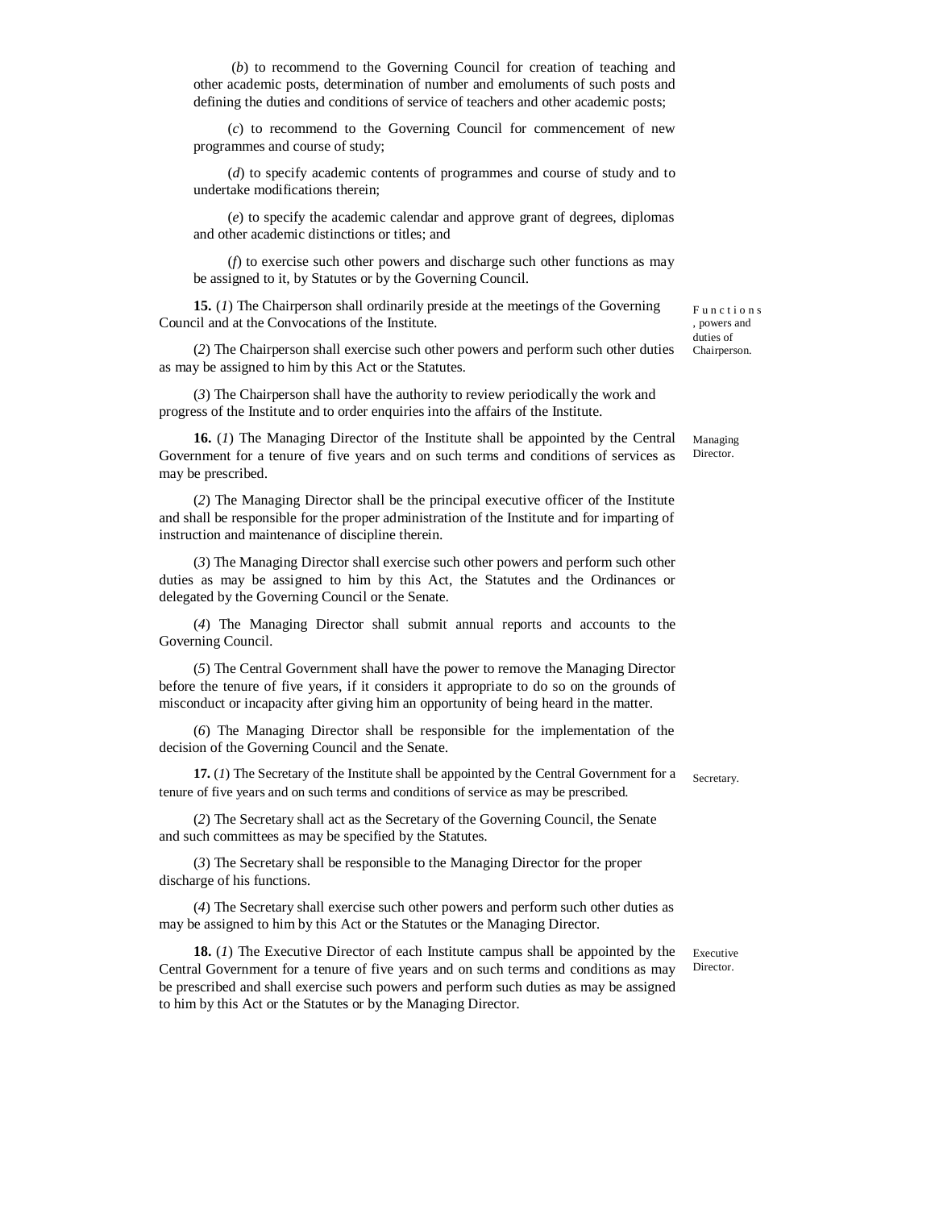(*b*) to recommend to the Governing Council for creation of teaching and other academic posts, determination of number and emoluments of such posts and defining the duties and conditions of service of teachers and other academic posts;

(*c*) to recommend to the Governing Council for commencement of new programmes and course of study;

(*d*) to specify academic contents of programmes and course of study and to undertake modifications therein;

(*e*) to specify the academic calendar and approve grant of degrees, diplomas and other academic distinctions or titles; and

(*f*) to exercise such other powers and discharge such other functions as may be assigned to it, by Statutes or by the Governing Council.

Functions, powers and duties of Chairperson.

**15.** (*1*) The Chairperson shall ordinarily preside at the meetings of the Governing Council and at the Convocations of the Institute.

(*2*) The Chairperson shall exercise such other powers and perform such other duties as may be assigned to him by this Act or the Statutes.

(*3*) The Chairperson shall have the authority to review periodically the work and progress of the Institute and to order enquiries into the affairs of the Institute.

Managing Director.

**16.** (*1*) The Managing Director of the Institute shall be appointed by the Central Government for a tenure of five years and on such terms and conditions of services as may be prescribed.

(*2*) The Managing Director shall be the principal executive officer of the Institute and shall be responsible for the proper administration of the Institute and for imparting of instruction and maintenance of discipline therein.

(*3*) The Managing Director shall exercise such other powers and perform such other duties as may be assigned to him by this Act, the Statutes and the Ordinances or delegated by the Governing Council or the Senate.

(*4*) The Managing Director shall submit annual reports and accounts to the Governing Council.

(*5*) The Central Government shall have the power to remove the Managing Director before the tenure of five years, if it considers it appropriate to do so on the grounds of misconduct or incapacity after giving him an opportunity of being heard in the matter.

(*6*) The Managing Director shall be responsible for the implementation of the decision of the Governing Council and the Senate.

Secretary.

**17.** (*1*) The Secretary of the Institute shall be appointed by the Central Government for a tenure of five years and on such terms and conditions of service as may be prescribed.

(*2*) The Secretary shall act as the Secretary of the Governing Council, the Senate and such committees as may be specified by the Statutes.

(*3*) The Secretary shall be responsible to the Managing Director for the proper discharge of his functions.

(*4*) The Secretary shall exercise such other powers and perform such other duties as may be assigned to him by this Act or the Statutes or the Managing Director.

Executive Director.

**18.** (*1*) The Executive Director of each Institute campus shall be appointed by the Central Government for a tenure of five years and on such terms and conditions as may be prescribed and shall exercise such powers and perform such duties as may be assigned to him by this Act or the Statutes or by the Managing Director.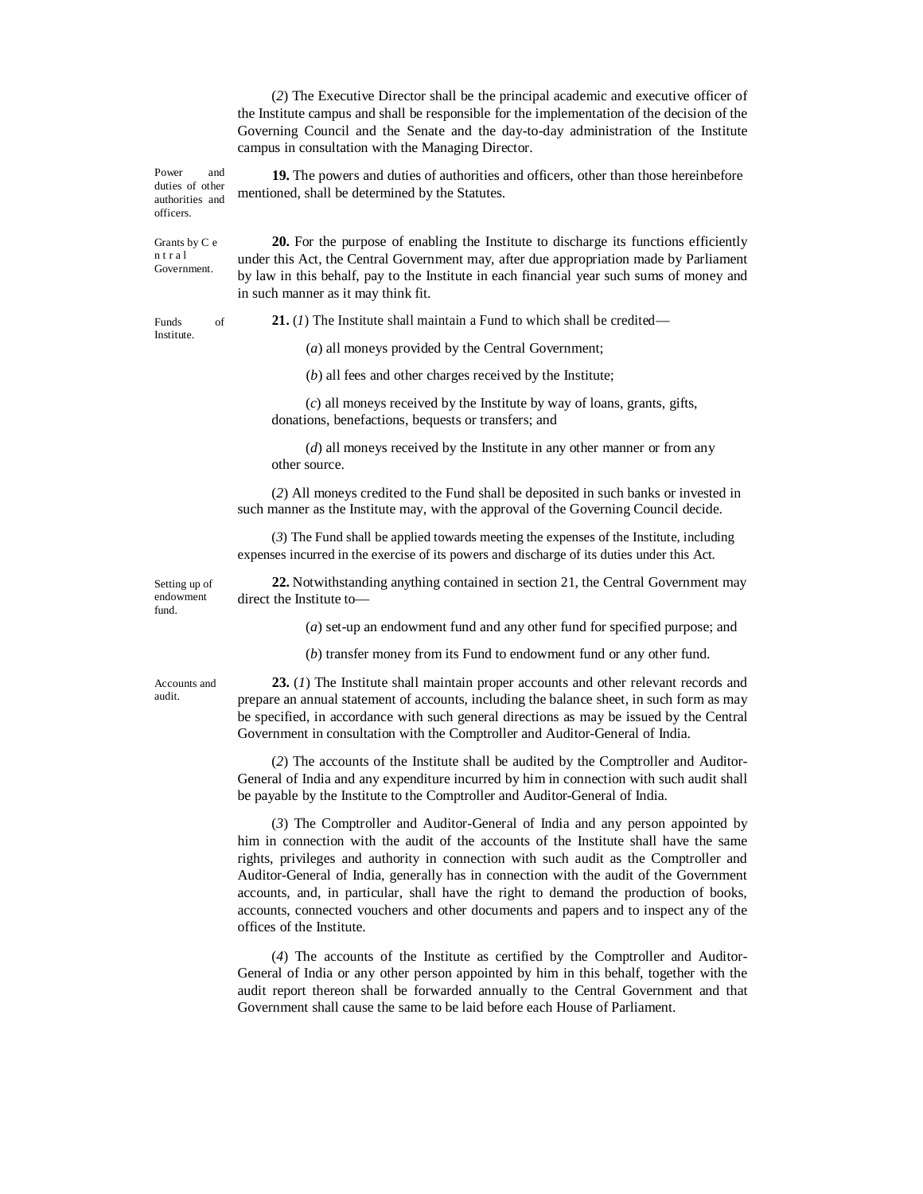(*2*) The Executive Director shall be the principal academic and executive officer of the Institute campus and shall be responsible for the implementation of the decision of the Governing Council and the Senate and the day-to-day administration of the Institute campus in consultation with the Managing Director.

Power and duties of other authorities and officers.

**19.** The powers and duties of authorities and officers, other than those hereinbefore mentioned, shall be determined by the Statutes.

Grants by Central Government.

**20.** For the purpose of enabling the Institute to discharge its functions efficiently under this Act, the Central Government may, after due appropriation made by Parliament by law in this behalf, pay to the Institute in each financial year such sums of money and in such manner as it may think fit.

Funds of Institute.

**21.** (*1*) The Institute shall maintain a Fund to which shall be credited—

(*a*) all moneys provided by the Central Government;

(*b*) all fees and other charges received by the Institute;

(*c*) all moneys received by the Institute by way of loans, grants, gifts, donations, benefactions, bequests or transfers; and

(*d*) all moneys received by the Institute in any other manner or from any other source.

(*2*) All moneys credited to the Fund shall be deposited in such banks or invested in such manner as the Institute may, with the approval of the Governing Council decide.

(*3*) The Fund shall be applied towards meeting the expenses of the Institute, including expenses incurred in the exercise of its powers and discharge of its duties under this Act.

Setting up of endowment fund.

**22.** Notwithstanding anything contained in section 21, the Central Government may direct the Institute to—

(*a*) set-up an endowment fund and any other fund for specified purpose; and

(*b*) transfer money from its Fund to endowment fund or any other fund.

Accounts and audit.

**23.** (*1*) The Institute shall maintain proper accounts and other relevant records and prepare an annual statement of accounts, including the balance sheet, in such form as may be specified, in accordance with such general directions as may be issued by the Central Government in consultation with the Comptroller and Auditor-General of India.

(*2*) The accounts of the Institute shall be audited by the Comptroller and Auditor-General of India and any expenditure incurred by him in connection with such audit shall be payable by the Institute to the Comptroller and Auditor-General of India.

(*3*) The Comptroller and Auditor-General of India and any person appointed by him in connection with the audit of the accounts of the Institute shall have the same rights, privileges and authority in connection with such audit as the Comptroller and Auditor-General of India, generally has in connection with the audit of the Government accounts, and, in particular, shall have the right to demand the production of books, accounts, connected vouchers and other documents and papers and to inspect any of the offices of the Institute.

(*4*) The accounts of the Institute as certified by the Comptroller and Auditor-General of India or any other person appointed by him in this behalf, together with the audit report thereon shall be forwarded annually to the Central Government and that Government shall cause the same to be laid before each House of Parliament.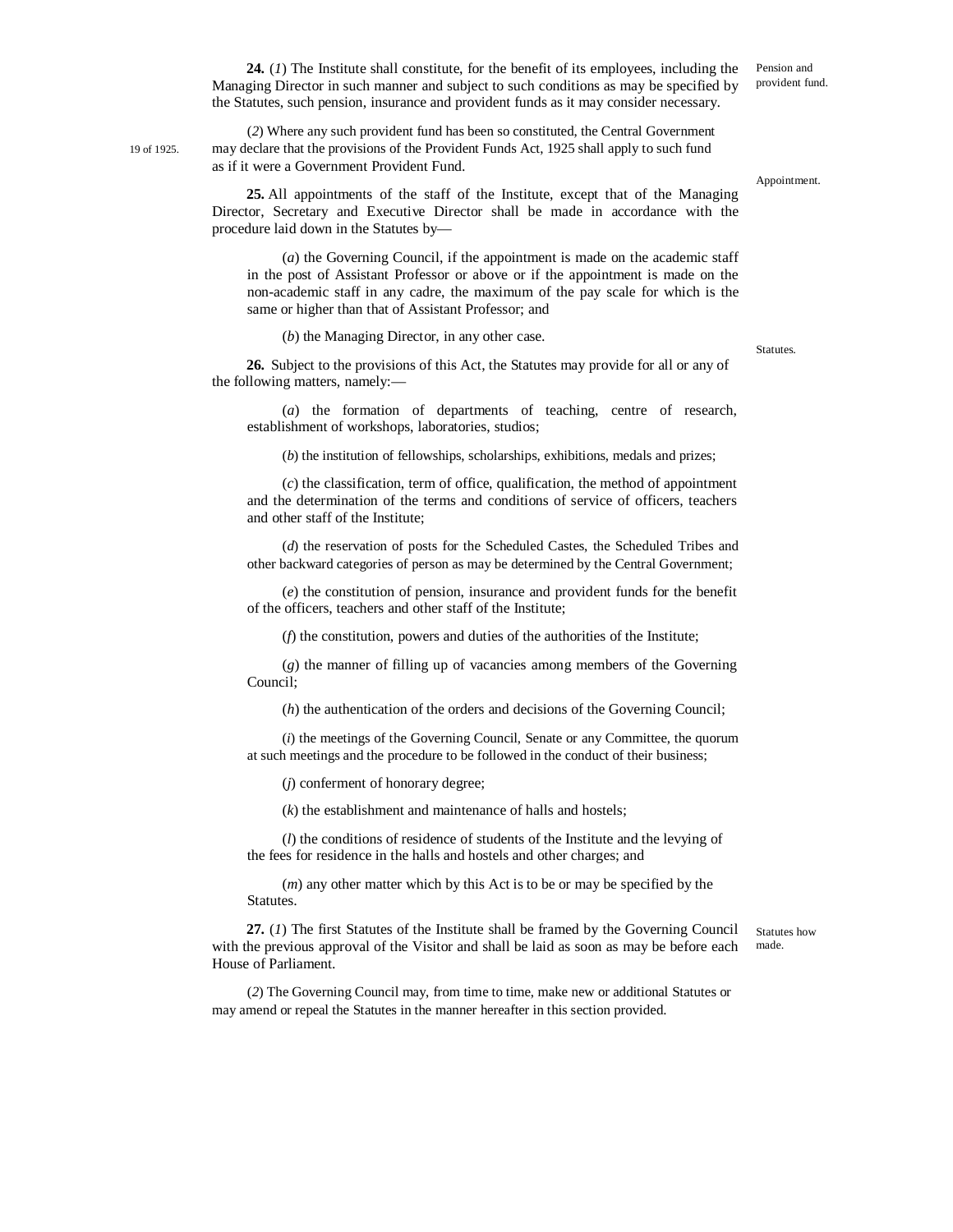**24.** (*1*) The Institute shall constitute, for the benefit of its employees, including the Managing Director in such manner and subject to such conditions as may be specified by the Statutes, such pension, insurance and provident funds as it may consider necessary.

Pension and provident fund.

(*2*) Where any such provident fund has been so constituted, the Central Government may declare that the provisions of the Provident Funds Act, 1925 shall apply to such fund as if it were a Government Provident Fund.

19 of 1925.

Appointment.

**25.** All appointments of the staff of the Institute, except that of the Managing Director, Secretary and Executive Director shall be made in accordance with the procedure laid down in the Statutes by—

(*a*) the Governing Council, if the appointment is made on the academic staff in the post of Assistant Professor or above or if the appointment is made on the non-academic staff in any cadre, the maximum of the pay scale for which is the same or higher than that of Assistant Professor; and

(*b*) the Managing Director, in any other case.

Statutes.

**26.** Subject to the provisions of this Act, the Statutes may provide for all or any of the following matters, namely:—

(*a*) the formation of departments of teaching, centre of research, establishment of workshops, laboratories, studios;

(*b*) the institution of fellowships, scholarships, exhibitions, medals and prizes;

(*c*) the classification, term of office, qualification, the method of appointment and the determination of the terms and conditions of service of officers, teachers and other staff of the Institute;

(*d*) the reservation of posts for the Scheduled Castes, the Scheduled Tribes and other backward categories of person as may be determined by the Central Government;

(*e*) the constitution of pension, insurance and provident funds for the benefit of the officers, teachers and other staff of the Institute;

(*f*) the constitution, powers and duties of the authorities of the Institute;

(*g*) the manner of filling up of vacancies among members of the Governing Council;

(*h*) the authentication of the orders and decisions of the Governing Council;

(*i*) the meetings of the Governing Council, Senate or any Committee, the quorum at such meetings and the procedure to be followed in the conduct of their business;

(*j*) conferment of honorary degree;

(*k*) the establishment and maintenance of halls and hostels;

(*l*) the conditions of residence of students of the Institute and the levying of the fees for residence in the halls and hostels and other charges; and

(*m*) any other matter which by this Act is to be or may be specified by the Statutes.

Statutes how made.

**27.** (*1*) The first Statutes of the Institute shall be framed by the Governing Council with the previous approval of the Visitor and shall be laid as soon as may be before each House of Parliament.

(*2*) The Governing Council may, from time to time, make new or additional Statutes or may amend or repeal the Statutes in the manner hereafter in this section provided.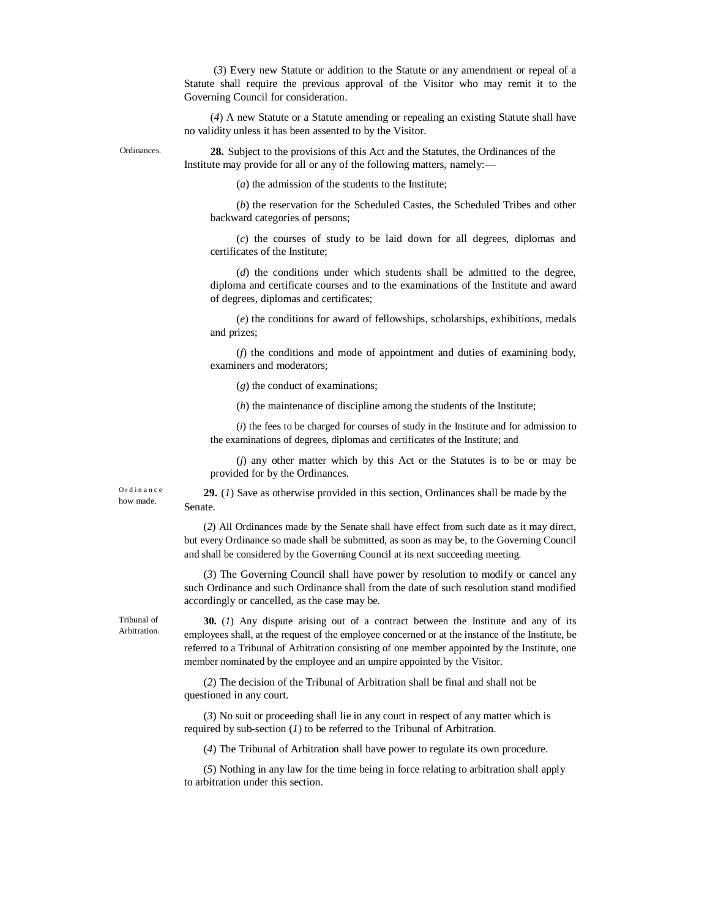(*3*) Every new Statute or addition to the Statute or any amendment or repeal of a Statute shall require the previous approval of the Visitor who may remit it to the Governing Council for consideration.

(*4*) A new Statute or a Statute amending or repealing an existing Statute shall have no validity unless it has been assented to by the Visitor.

Ordinances.

**28.** Subject to the provisions of this Act and the Statutes, the Ordinances of the Institute may provide for all or any of the following matters, namely:—

(*a*) the admission of the students to the Institute;

(*b*) the reservation for the Scheduled Castes, the Scheduled Tribes and other backward categories of persons;

(*c*) the courses of study to be laid down for all degrees, diplomas and certificates of the Institute;

(*d*) the conditions under which students shall be admitted to the degree, diploma and certificate courses and to the examinations of the Institute and award of degrees, diplomas and certificates;

(*e*) the conditions for award of fellowships, scholarships, exhibitions, medals and prizes;

(*f*) the conditions and mode of appointment and duties of examining body, examiners and moderators;

(*g*) the conduct of examinations;

(*h*) the maintenance of discipline among the students of the Institute;

(*i*) the fees to be charged for courses of study in the Institute and for admission to the examinations of degrees, diplomas and certificates of the Institute; and

(*j*) any other matter which by this Act or the Statutes is to be or may be provided for by the Ordinances.

Ordinance how made.

**29.** (*1*) Save as otherwise provided in this section, Ordinances shall be made by the Senate.

(*2*) All Ordinances made by the Senate shall have effect from such date as it may direct, but every Ordinance so made shall be submitted, as soon as may be, to the Governing Council and shall be considered by the Governing Council at its next succeeding meeting.

(*3*) The Governing Council shall have power by resolution to modify or cancel any such Ordinance and such Ordinance shall from the date of such resolution stand modified accordingly or cancelled, as the case may be.

Tribunal of Arbitration.

**30.** (*1*) Any dispute arising out of a contract between the Institute and any of its employees shall, at the request of the employee concerned or at the instance of the Institute, be referred to a Tribunal of Arbitration consisting of one member appointed by the Institute, one member nominated by the employee and an umpire appointed by the Visitor.

(*2*) The decision of the Tribunal of Arbitration shall be final and shall not be questioned in any court.

(*3*) No suit or proceeding shall lie in any court in respect of any matter which is required by sub-section (*1*) to be referred to the Tribunal of Arbitration.

(*4*) The Tribunal of Arbitration shall have power to regulate its own procedure.

(*5*) Nothing in any law for the time being in force relating to arbitration shall apply to arbitration under this section.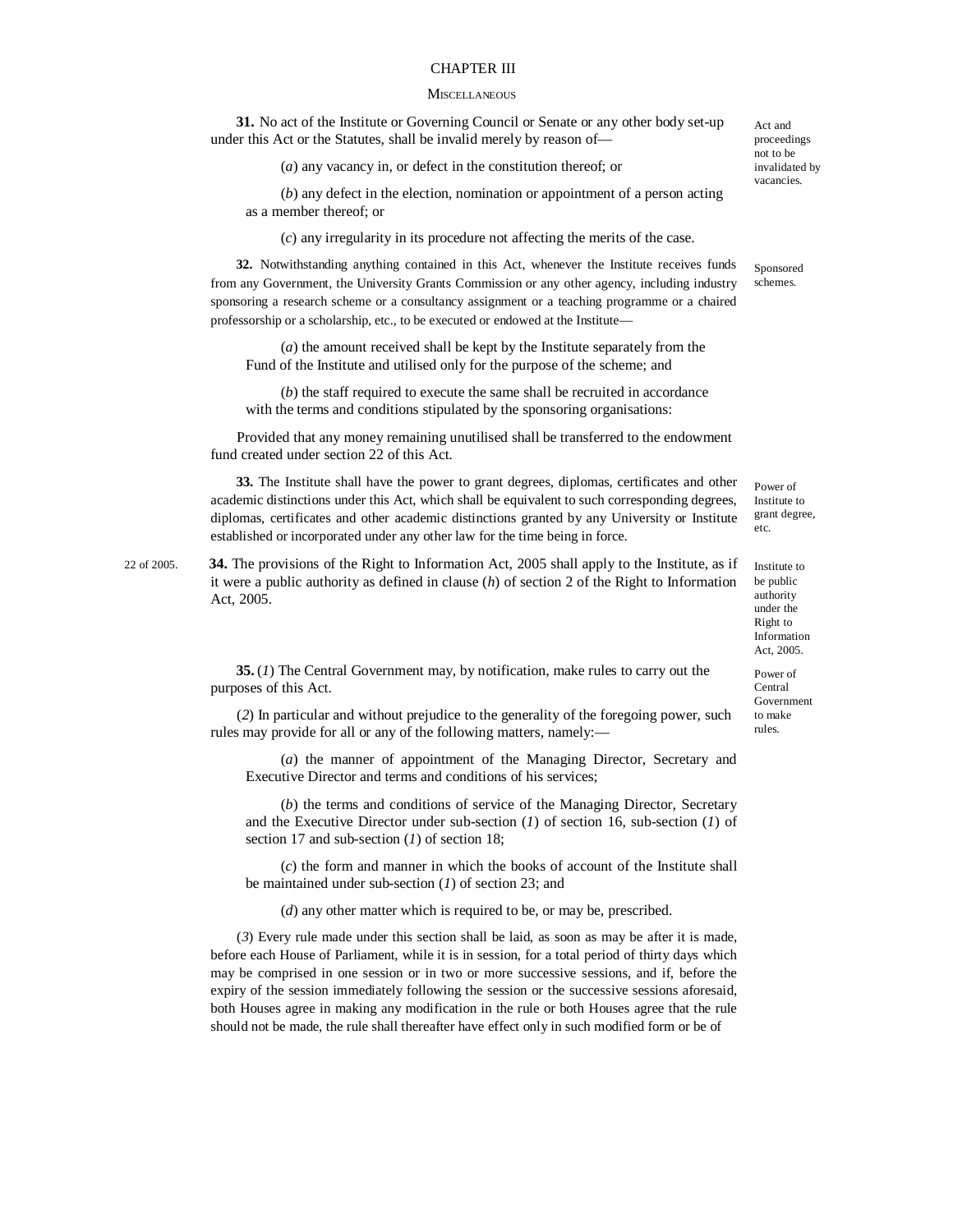## CHAPTER III

### MISCELLANEOUS

Act and proceedings not to be invalidated by vacancies.

**31.** No act of the Institute or Governing Council or Senate or any other body set-up under this Act or the Statutes, shall be invalid merely by reason of—

(*a*) any vacancy in, or defect in the constitution thereof; or

(*b*) any defect in the election, nomination or appointment of a person acting as a member thereof; or

(*c*) any irregularity in its procedure not affecting the merits of the case.

Sponsored schemes.

**32.** Notwithstanding anything contained in this Act, whenever the Institute receives funds from any Government, the University Grants Commission or any other agency, including industry sponsoring a research scheme or a consultancy assignment or a teaching programme or a chaired professorship or a scholarship, etc., to be executed or endowed at the Institute—

(*a*) the amount received shall be kept by the Institute separately from the Fund of the Institute and utilised only for the purpose of the scheme; and

(*b*) the staff required to execute the same shall be recruited in accordance with the terms and conditions stipulated by the sponsoring organisations:

Provided that any money remaining unutilised shall be transferred to the endowment fund created under section 22 of this Act.

Power of Institute to grant degree, etc.

**33.** The Institute shall have the power to grant degrees, diplomas, certificates and other academic distinctions under this Act, which shall be equivalent to such corresponding degrees, diplomas, certificates and other academic distinctions granted by any University or Institute established or incorporated under any other law for the time being in force.

Institute to be public authority under the Right to Information Act, 2005.

22 of 2005.

**34.** The provisions of the Right to Information Act, 2005 shall apply to the Institute, as if it were a public authority as defined in clause (*h*) of section 2 of the Right to Information Act, 2005.

Power of Central Government to make rules.

**35.** (*1*) The Central Government may, by notification, make rules to carry out the purposes of this Act.

(*2*) In particular and without prejudice to the generality of the foregoing power, such rules may provide for all or any of the following matters, namely:—

(*a*) the manner of appointment of the Managing Director, Secretary and Executive Director and terms and conditions of his services;

(*b*) the terms and conditions of service of the Managing Director, Secretary and the Executive Director under sub-section (*1*) of section 16, sub-section (*1*) of section 17 and sub-section (*1*) of section 18;

(*c*) the form and manner in which the books of account of the Institute shall be maintained under sub-section (*1*) of section 23; and

(*d*) any other matter which is required to be, or may be, prescribed.

(*3*) Every rule made under this section shall be laid, as soon as may be after it is made, before each House of Parliament, while it is in session, for a total period of thirty days which may be comprised in one session or in two or more successive sessions, and if, before the expiry of the session immediately following the session or the successive sessions aforesaid, both Houses agree in making any modification in the rule or both Houses agree that the rule should not be made, the rule shall thereafter have effect only in such modified form or be of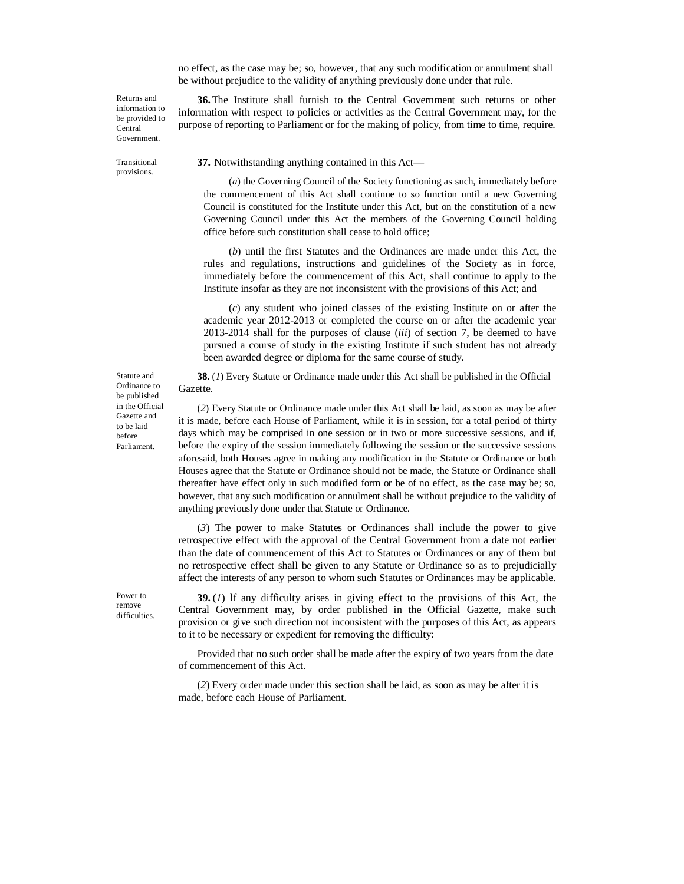no effect, as the case may be; so, however, that any such modification or annulment shall be without prejudice to the validity of anything previously done under that rule.

Returns and information to be provided to Central Government.

**36.** The Institute shall furnish to the Central Government such returns or other information with respect to policies or activities as the Central Government may, for the purpose of reporting to Parliament or for the making of policy, from time to time, require.

Transitional provisions.

**37.** Notwithstanding anything contained in this Act—

(*a*) the Governing Council of the Society functioning as such, immediately before the commencement of this Act shall continue to so function until a new Governing Council is constituted for the Institute under this Act, but on the constitution of a new Governing Council under this Act the members of the Governing Council holding office before such constitution shall cease to hold office;

(*b*) until the first Statutes and the Ordinances are made under this Act, the rules and regulations, instructions and guidelines of the Society as in force, immediately before the commencement of this Act, shall continue to apply to the Institute insofar as they are not inconsistent with the provisions of this Act; and

(*c*) any student who joined classes of the existing Institute on or after the academic year 2012-2013 or completed the course on or after the academic year 2013-2014 shall for the purposes of clause (*iii*) of section 7, be deemed to have pursued a course of study in the existing Institute if such student has not already been awarded degree or diploma for the same course of study.

Statute and Ordinance to be published in the Official Gazette and to be laid before Parliament.

**38.** (*1*) Every Statute or Ordinance made under this Act shall be published in the Official Gazette.

(*2*) Every Statute or Ordinance made under this Act shall be laid, as soon as may be after it is made, before each House of Parliament, while it is in session, for a total period of thirty days which may be comprised in one session or in two or more successive sessions, and if, before the expiry of the session immediately following the session or the successive sessions aforesaid, both Houses agree in making any modification in the Statute or Ordinance or both Houses agree that the Statute or Ordinance should not be made, the Statute or Ordinance shall thereafter have effect only in such modified form or be of no effect, as the case may be; so, however, that any such modification or annulment shall be without prejudice to the validity of anything previously done under that Statute or Ordinance.

(*3*) The power to make Statutes or Ordinances shall include the power to give retrospective effect with the approval of the Central Government from a date not earlier than the date of commencement of this Act to Statutes or Ordinances or any of them but no retrospective effect shall be given to any Statute or Ordinance so as to prejudicially affect the interests of any person to whom such Statutes or Ordinances may be applicable.

Power to remove difficulties.

**39.** (*1*) If any difficulty arises in giving effect to the provisions of this Act, the Central Government may, by order published in the Official Gazette, make such provision or give such direction not inconsistent with the purposes of this Act, as appears to it to be necessary or expedient for removing the difficulty:

Provided that no such order shall be made after the expiry of two years from the date of commencement of this Act.

(*2*) Every order made under this section shall be laid, as soon as may be after it is made, before each House of Parliament.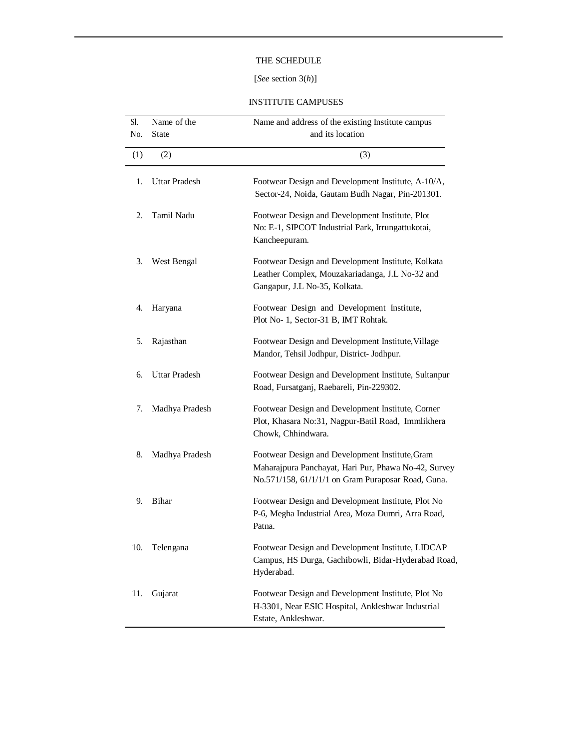THE SCHEDULE

[*See* section 3(*h*)]

INSTITUTE CAMPUSES

| Sl. No. | Name of the State | Name and address of the existing Institute campus and its location |
|---|---|---|
| (1) | (2) | (3) |
| 1. | Uttar Pradesh | Footwear Design and Development Institute, A-10/A, Sector-24, Noida, Gautam Budh Nagar, Pin-201301. |
| 2. | Tamil Nadu | Footwear Design and Development Institute, Plot No: E-1, SIPCOT Industrial Park, Irrungattukotai, Kancheepuram. |
| 3. | West Bengal | Footwear Design and Development Institute, Kolkata Leather Complex, Mouzakariadanga, J.L No-32 and Gangapur, J.L No-35, Kolkata. |
| 4. | Haryana | Footwear Design and Development Institute, Plot No- 1, Sector-31 B, IMT Rohtak. |
| 5. | Rajasthan | Footwear Design and Development Institute,Village Mandor, Tehsil Jodhpur, District- Jodhpur. |
| 6. | Uttar Pradesh | Footwear Design and Development Institute, Sultanpur Road, Fursatganj, Raebareli, Pin-229302. |
| 7. | Madhya Pradesh | Footwear Design and Development Institute, Corner Plot, Khasara No:31, Nagpur-Batil Road, Immlikhera Chowk, Chhindwara. |
| 8. | Madhya Pradesh | Footwear Design and Development Institute,Gram Maharajpura Panchayat, Hari Pur, Phawa No-42, Survey No.571/158, 61/1/1/1 on Gram Puraposar Road, Guna. |
| 9. | Bihar | Footwear Design and Development Institute, Plot No P-6, Megha Industrial Area, Moza Dumri, Arra Road, Patna. |
| 10. | Telengana | Footwear Design and Development Institute, LIDCAP Campus, HS Durga, Gachibowli, Bidar-Hyderabad Road, Hyderabad. |
| 11. | Gujarat | Footwear Design and Development Institute, Plot No H-3301, Near ESIC Hospital, Ankleshwar Industrial Estate, Ankleshwar. |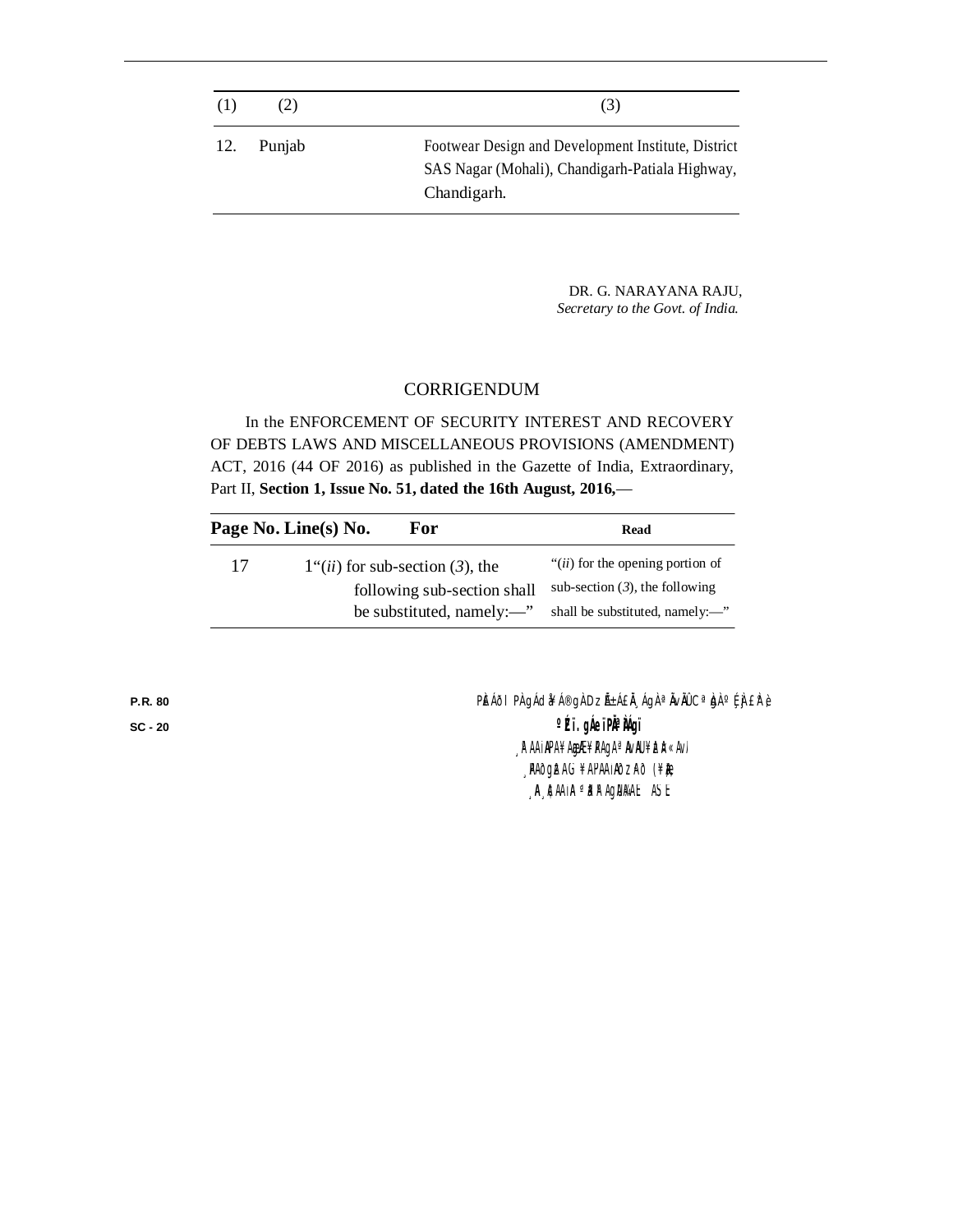| (1) | (2) | (3) |
|---|---|---|
| 12. | Punjab | Footwear Design and Development Institute, District SAS Nagar (Mohali), Chandigarh-Patiala Highway, Chandigarh. |

DR. G. NARAYANA RAJU,
*Secretary to the Govt. of India.*

## CORRIGENDUM

In the ENFORCEMENT OF SECURITY INTEREST AND RECOVERY OF DEBTS LAWS AND MISCELLANEOUS PROVISIONS (AMENDMENT) ACT, 2016 (44 OF 2016) as published in the Gazette of India, Extraordinary, Part II, **Section 1, Issue No. 51, dated the 16th August, 2016,**—

| Page No. | Line(s) No. | For | Read |
|---|---|---|---|
| 17 | 1 | "(*ii*) for sub-section (*3*), the following sub-section shall be substituted, namely:—" | "(*ii*) for the opening portion of sub-section (*3*), the following shall be substituted, namely:—" |

P.R. 80

SC - 20

PÀ£ÁðlPÀ gÁdå¥Á®gÀ DzÉñÁ£ÀÄ¸ÁgÀ ªÀÄvÀÄÛ CªÀgÀ ºÉ¸Àj£À°è

ºÉZï. gÁeïPÀªÀÄgï

¸ÀPÁðgÀzÀ C¢üÃ£À PÁAiÀÄðzÀ²ð

¸ÀA¸À¢ÃAiÀÄ ªÀåªÀºÁgÀUÀ¼ÀÄ ªÀÄvÀÄÛ ±Á¸À£À gÀZÀ£É (±Á¸À£À gÀZÀ£É) E¯ÁSÉ